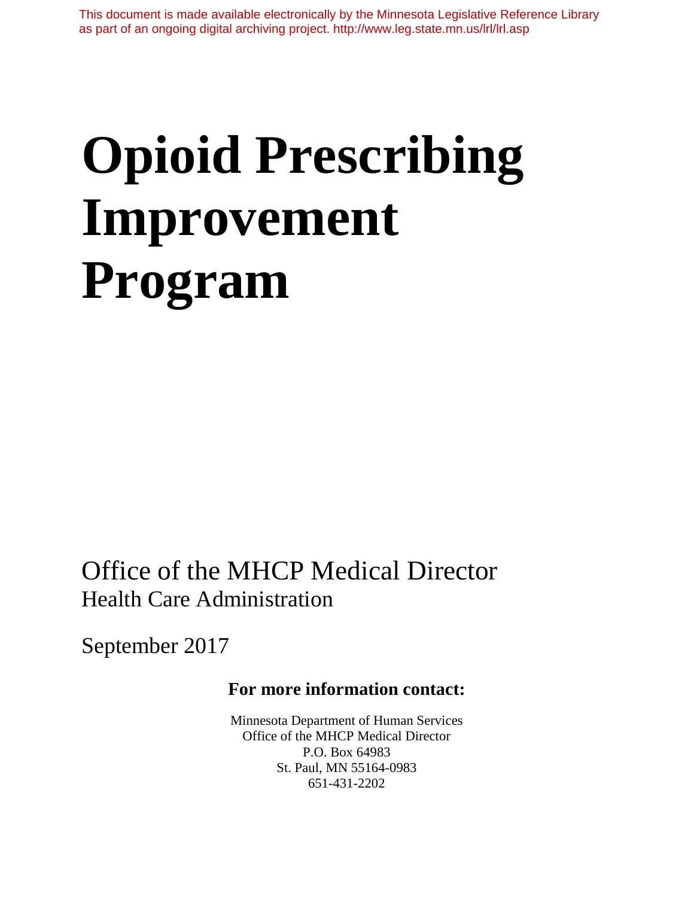This document is made available electronically by the Minnesota Legislative Reference Library as part of an ongoing digital archiving project. http://www.leg.state.mn.us/lrl/lrl.asp

# Opioid Prescribing Improvement Program

Office of the MHCP Medical Director
Health Care Administration

September 2017

**For more information contact:**

Minnesota Department of Human Services
Office of the MHCP Medical Director
P.O. Box 64983
St. Paul, MN 55164-0983
651-431-2202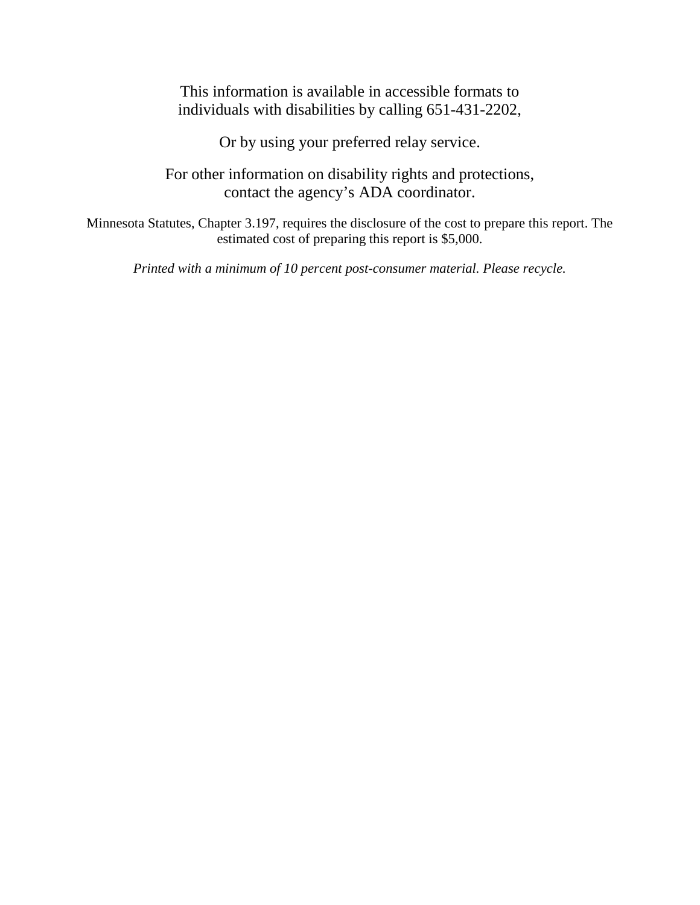This information is available in accessible formats to individuals with disabilities by calling 651-431-2202,

Or by using your preferred relay service.

For other information on disability rights and protections, contact the agency's ADA coordinator.

Minnesota Statutes, Chapter 3.197, requires the disclosure of the cost to prepare this report. The estimated cost of preparing this report is $5,000.

*Printed with a minimum of 10 percent post-consumer material. Please recycle.*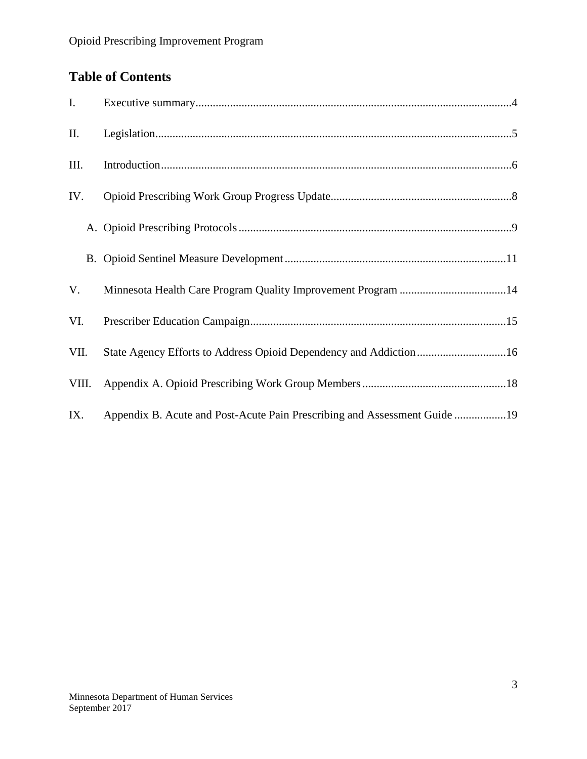## Table of Contents

I. Executive summary....4

II. Legislation....5

III. Introduction....6

IV. Opioid Prescribing Work Group Progress Update....8

- A. Opioid Prescribing Protocols....9
- B. Opioid Sentinel Measure Development....11

V. Minnesota Health Care Program Quality Improvement Program....14

VI. Prescriber Education Campaign....15

VII. State Agency Efforts to Address Opioid Dependency and Addiction....16

VIII. Appendix A. Opioid Prescribing Work Group Members....18

IX. Appendix B. Acute and Post-Acute Pain Prescribing and Assessment Guide....19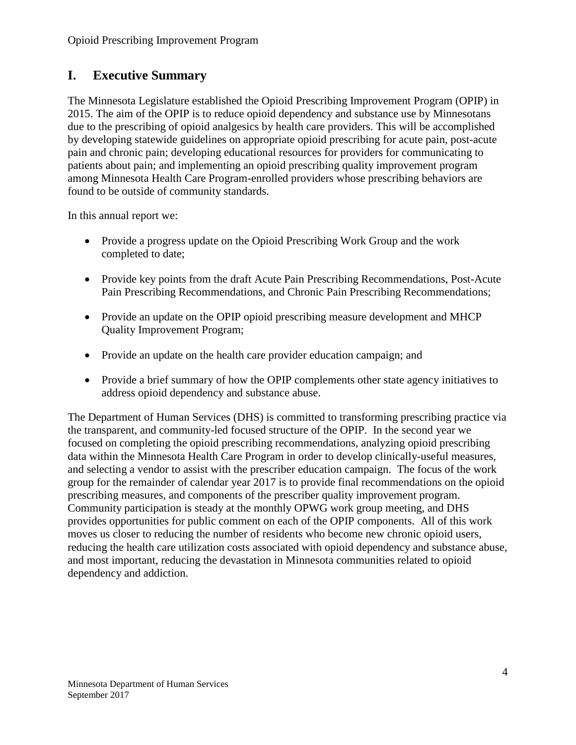## I. Executive Summary

The Minnesota Legislature established the Opioid Prescribing Improvement Program (OPIP) in 2015. The aim of the OPIP is to reduce opioid dependency and substance use by Minnesotans due to the prescribing of opioid analgesics by health care providers. This will be accomplished by developing statewide guidelines on appropriate opioid prescribing for acute pain, post-acute pain and chronic pain; developing educational resources for providers for communicating to patients about pain; and implementing an opioid prescribing quality improvement program among Minnesota Health Care Program-enrolled providers whose prescribing behaviors are found to be outside of community standards.

In this annual report we:

- Provide a progress update on the Opioid Prescribing Work Group and the work completed to date;
- Provide key points from the draft Acute Pain Prescribing Recommendations, Post-Acute Pain Prescribing Recommendations, and Chronic Pain Prescribing Recommendations;
- Provide an update on the OPIP opioid prescribing measure development and MHCP Quality Improvement Program;
- Provide an update on the health care provider education campaign; and
- Provide a brief summary of how the OPIP complements other state agency initiatives to address opioid dependency and substance abuse.

The Department of Human Services (DHS) is committed to transforming prescribing practice via the transparent, and community-led focused structure of the OPIP. In the second year we focused on completing the opioid prescribing recommendations, analyzing opioid prescribing data within the Minnesota Health Care Program in order to develop clinically-useful measures, and selecting a vendor to assist with the prescriber education campaign. The focus of the work group for the remainder of calendar year 2017 is to provide final recommendations on the opioid prescribing measures, and components of the prescriber quality improvement program. Community participation is steady at the monthly OPWG work group meeting, and DHS provides opportunities for public comment on each of the OPIP components. All of this work moves us closer to reducing the number of residents who become new chronic opioid users, reducing the health care utilization costs associated with opioid dependency and substance abuse, and most important, reducing the devastation in Minnesota communities related to opioid dependency and addiction.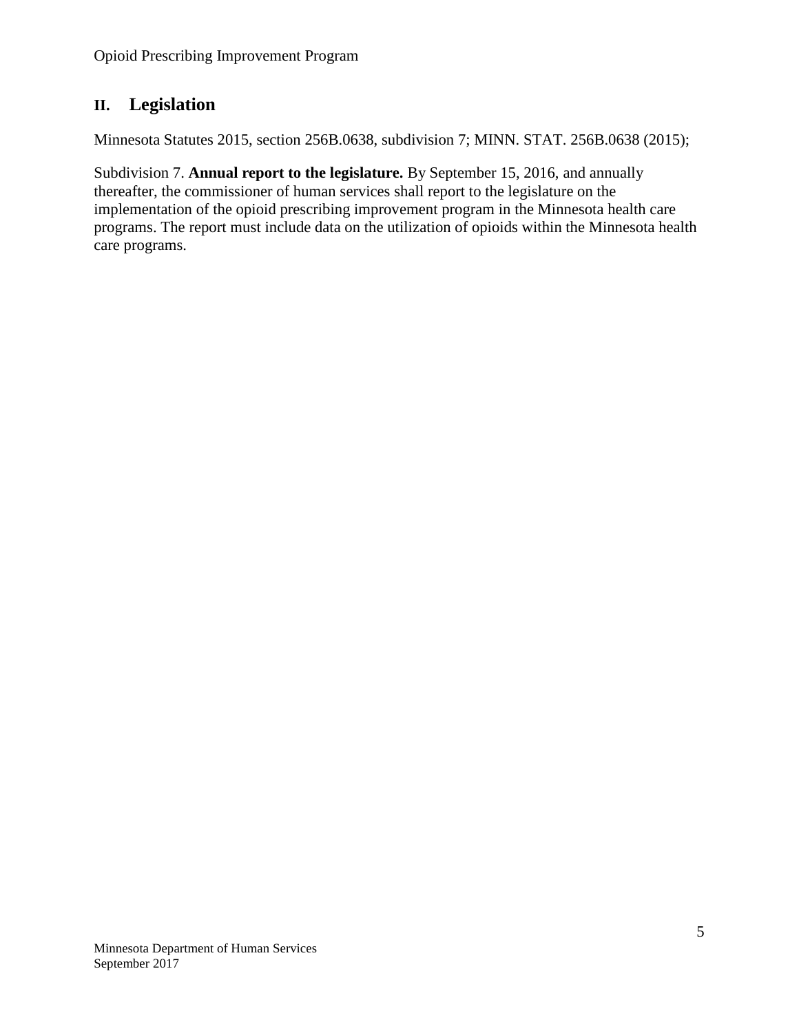## II. Legislation

Minnesota Statutes 2015, section 256B.0638, subdivision 7; MINN. STAT. 256B.0638 (2015);

Subdivision 7. **Annual report to the legislature.** By September 15, 2016, and annually thereafter, the commissioner of human services shall report to the legislature on the implementation of the opioid prescribing improvement program in the Minnesota health care programs. The report must include data on the utilization of opioids within the Minnesota health care programs.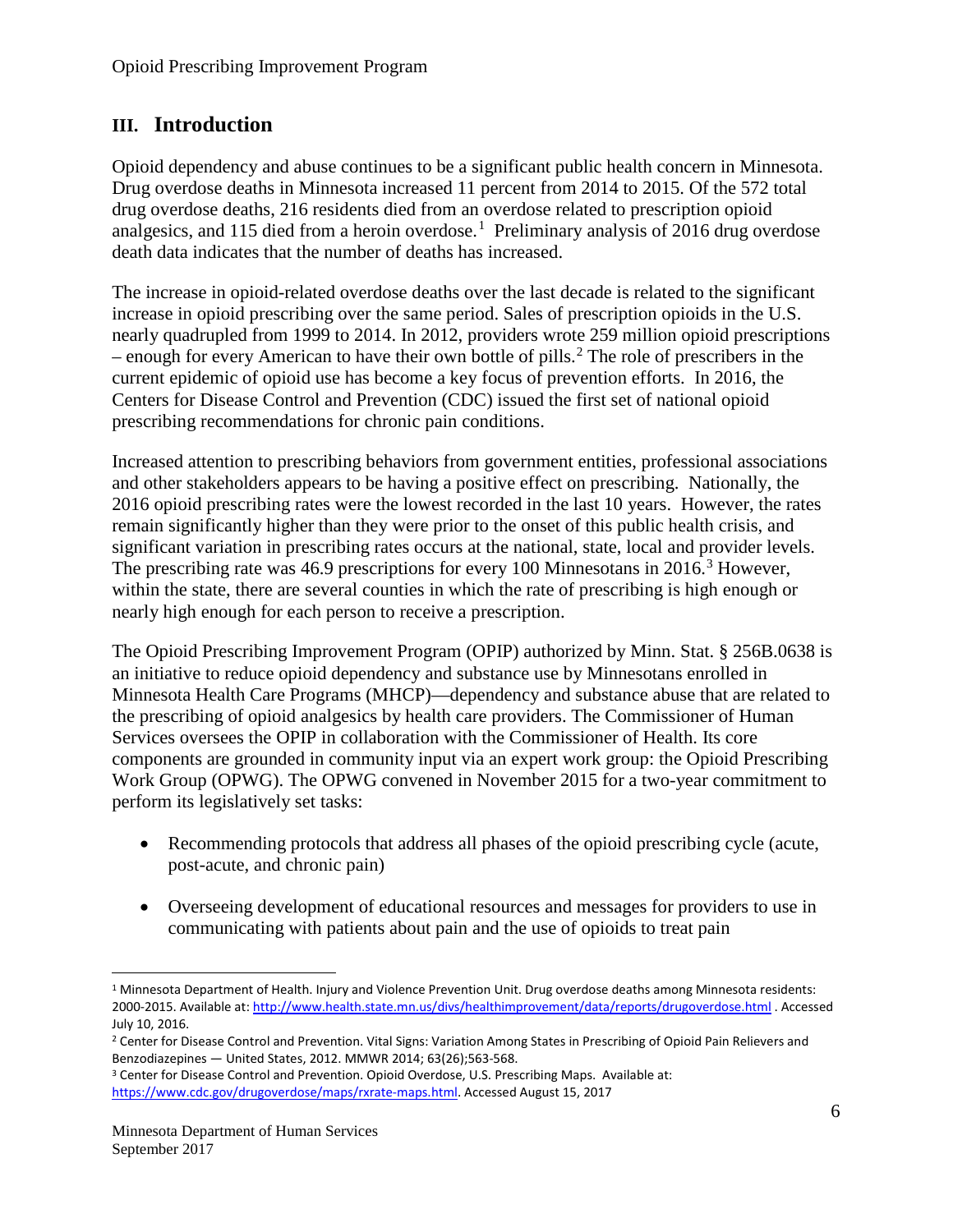## III. Introduction

Opioid dependency and abuse continues to be a significant public health concern in Minnesota. Drug overdose deaths in Minnesota increased 11 percent from 2014 to 2015. Of the 572 total drug overdose deaths, 216 residents died from an overdose related to prescription opioid analgesics, and 115 died from a heroin overdose.[1] Preliminary analysis of 2016 drug overdose death data indicates that the number of deaths has increased.

The increase in opioid-related overdose deaths over the last decade is related to the significant increase in opioid prescribing over the same period. Sales of prescription opioids in the U.S. nearly quadrupled from 1999 to 2014. In 2012, providers wrote 259 million opioid prescriptions – enough for every American to have their own bottle of pills.[2] The role of prescribers in the current epidemic of opioid use has become a key focus of prevention efforts. In 2016, the Centers for Disease Control and Prevention (CDC) issued the first set of national opioid prescribing recommendations for chronic pain conditions.

Increased attention to prescribing behaviors from government entities, professional associations and other stakeholders appears to be having a positive effect on prescribing. Nationally, the 2016 opioid prescribing rates were the lowest recorded in the last 10 years. However, the rates remain significantly higher than they were prior to the onset of this public health crisis, and significant variation in prescribing rates occurs at the national, state, local and provider levels. The prescribing rate was 46.9 prescriptions for every 100 Minnesotans in 2016.[3] However, within the state, there are several counties in which the rate of prescribing is high enough or nearly high enough for each person to receive a prescription.

The Opioid Prescribing Improvement Program (OPIP) authorized by Minn. Stat. § 256B.0638 is an initiative to reduce opioid dependency and substance use by Minnesotans enrolled in Minnesota Health Care Programs (MHCP)—dependency and substance abuse that are related to the prescribing of opioid analgesics by health care providers. The Commissioner of Human Services oversees the OPIP in collaboration with the Commissioner of Health. Its core components are grounded in community input via an expert work group: the Opioid Prescribing Work Group (OPWG). The OPWG convened in November 2015 for a two-year commitment to perform its legislatively set tasks:

- Recommending protocols that address all phases of the opioid prescribing cycle (acute, post-acute, and chronic pain)
- Overseeing development of educational resources and messages for providers to use in communicating with patients about pain and the use of opioids to treat pain

---

[1] Minnesota Department of Health. Injury and Violence Prevention Unit. Drug overdose deaths among Minnesota residents: 2000-2015. Available at: http://www.health.state.mn.us/divs/healthimprovement/data/reports/drugoverdose.html . Accessed July 10, 2016.

[2] Center for Disease Control and Prevention. Vital Signs: Variation Among States in Prescribing of Opioid Pain Relievers and Benzodiazepines — United States, 2012. MMWR 2014; 63(26);563-568.

[3] Center for Disease Control and Prevention. Opioid Overdose, U.S. Prescribing Maps. Available at: https://www.cdc.gov/drugoverdose/maps/rxrate-maps.html. Accessed August 15, 2017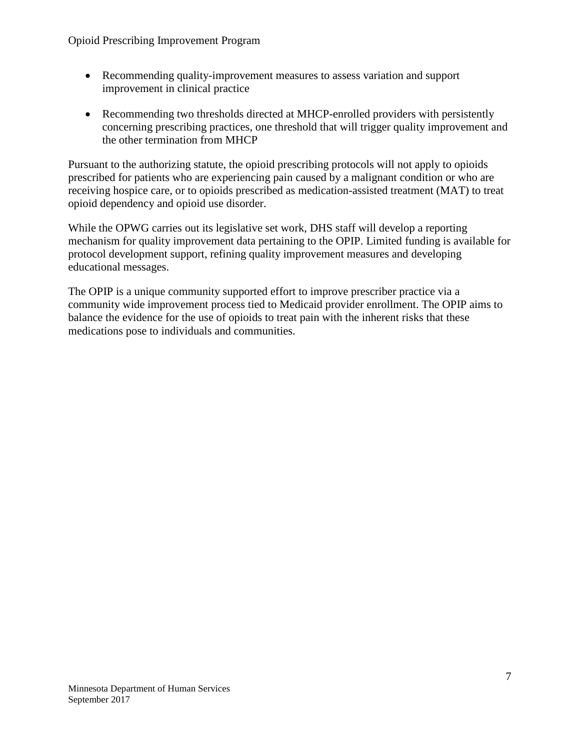- Recommending quality-improvement measures to assess variation and support improvement in clinical practice

- Recommending two thresholds directed at MHCP-enrolled providers with persistently concerning prescribing practices, one threshold that will trigger quality improvement and the other termination from MHCP

Pursuant to the authorizing statute, the opioid prescribing protocols will not apply to opioids prescribed for patients who are experiencing pain caused by a malignant condition or who are receiving hospice care, or to opioids prescribed as medication-assisted treatment (MAT) to treat opioid dependency and opioid use disorder.

While the OPWG carries out its legislative set work, DHS staff will develop a reporting mechanism for quality improvement data pertaining to the OPIP. Limited funding is available for protocol development support, refining quality improvement measures and developing educational messages.

The OPIP is a unique community supported effort to improve prescriber practice via a community wide improvement process tied to Medicaid provider enrollment. The OPIP aims to balance the evidence for the use of opioids to treat pain with the inherent risks that these medications pose to individuals and communities.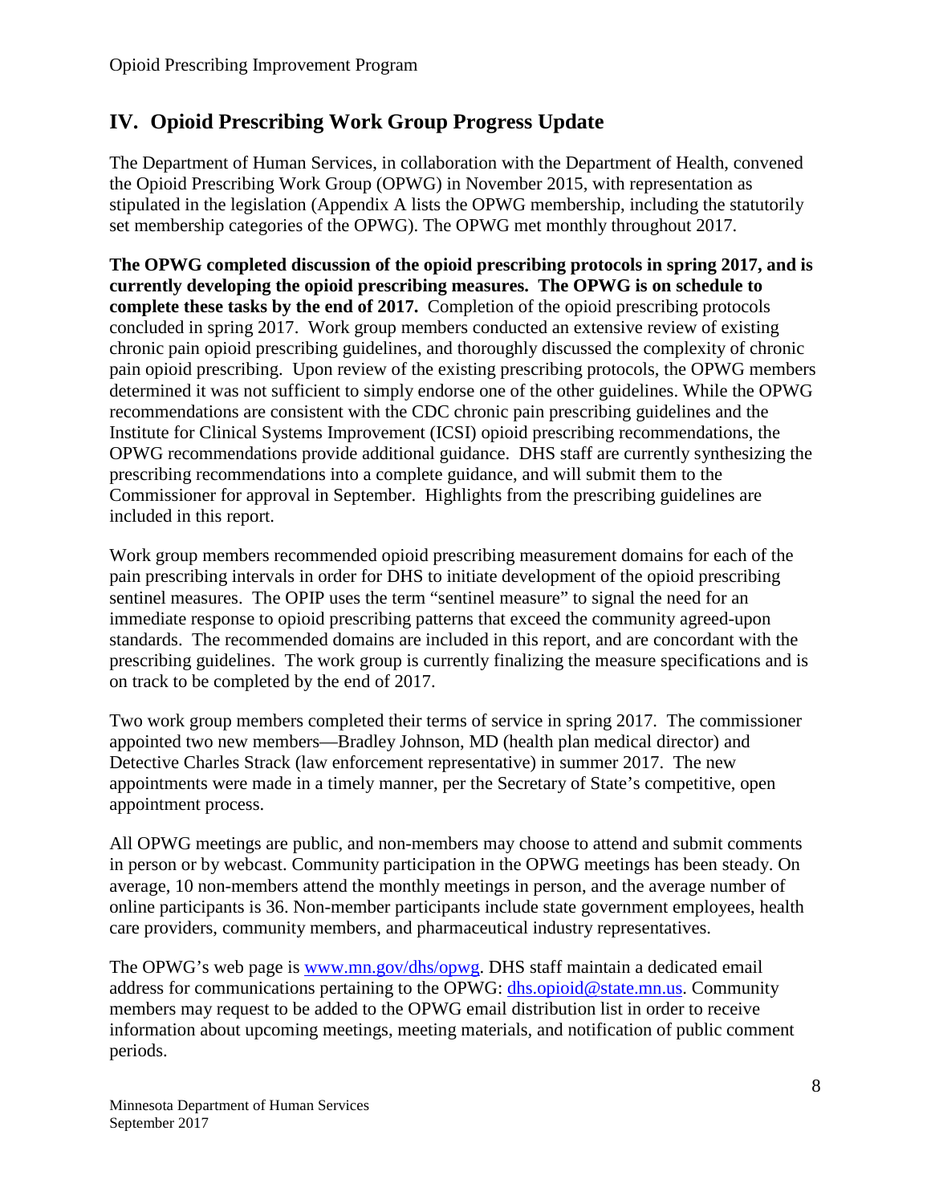## IV. Opioid Prescribing Work Group Progress Update

The Department of Human Services, in collaboration with the Department of Health, convened the Opioid Prescribing Work Group (OPWG) in November 2015, with representation as stipulated in the legislation (Appendix A lists the OPWG membership, including the statutorily set membership categories of the OPWG). The OPWG met monthly throughout 2017.

**The OPWG completed discussion of the opioid prescribing protocols in spring 2017, and is currently developing the opioid prescribing measures. The OPWG is on schedule to complete these tasks by the end of 2017.** Completion of the opioid prescribing protocols concluded in spring 2017. Work group members conducted an extensive review of existing chronic pain opioid prescribing guidelines, and thoroughly discussed the complexity of chronic pain opioid prescribing. Upon review of the existing prescribing protocols, the OPWG members determined it was not sufficient to simply endorse one of the other guidelines. While the OPWG recommendations are consistent with the CDC chronic pain prescribing guidelines and the Institute for Clinical Systems Improvement (ICSI) opioid prescribing recommendations, the OPWG recommendations provide additional guidance. DHS staff are currently synthesizing the prescribing recommendations into a complete guidance, and will submit them to the Commissioner for approval in September. Highlights from the prescribing guidelines are included in this report.

Work group members recommended opioid prescribing measurement domains for each of the pain prescribing intervals in order for DHS to initiate development of the opioid prescribing sentinel measures. The OPIP uses the term "sentinel measure" to signal the need for an immediate response to opioid prescribing patterns that exceed the community agreed-upon standards. The recommended domains are included in this report, and are concordant with the prescribing guidelines. The work group is currently finalizing the measure specifications and is on track to be completed by the end of 2017.

Two work group members completed their terms of service in spring 2017. The commissioner appointed two new members—Bradley Johnson, MD (health plan medical director) and Detective Charles Strack (law enforcement representative) in summer 2017. The new appointments were made in a timely manner, per the Secretary of State's competitive, open appointment process.

All OPWG meetings are public, and non-members may choose to attend and submit comments in person or by webcast. Community participation in the OPWG meetings has been steady. On average, 10 non-members attend the monthly meetings in person, and the average number of online participants is 36. Non-member participants include state government employees, health care providers, community members, and pharmaceutical industry representatives.

The OPWG's web page is [www.mn.gov/dhs/opwg](www.mn.gov/dhs/opwg). DHS staff maintain a dedicated email address for communications pertaining to the OPWG: [dhs.opioid@state.mn.us](mailto:dhs.opioid@state.mn.us). Community members may request to be added to the OPWG email distribution list in order to receive information about upcoming meetings, meeting materials, and notification of public comment periods.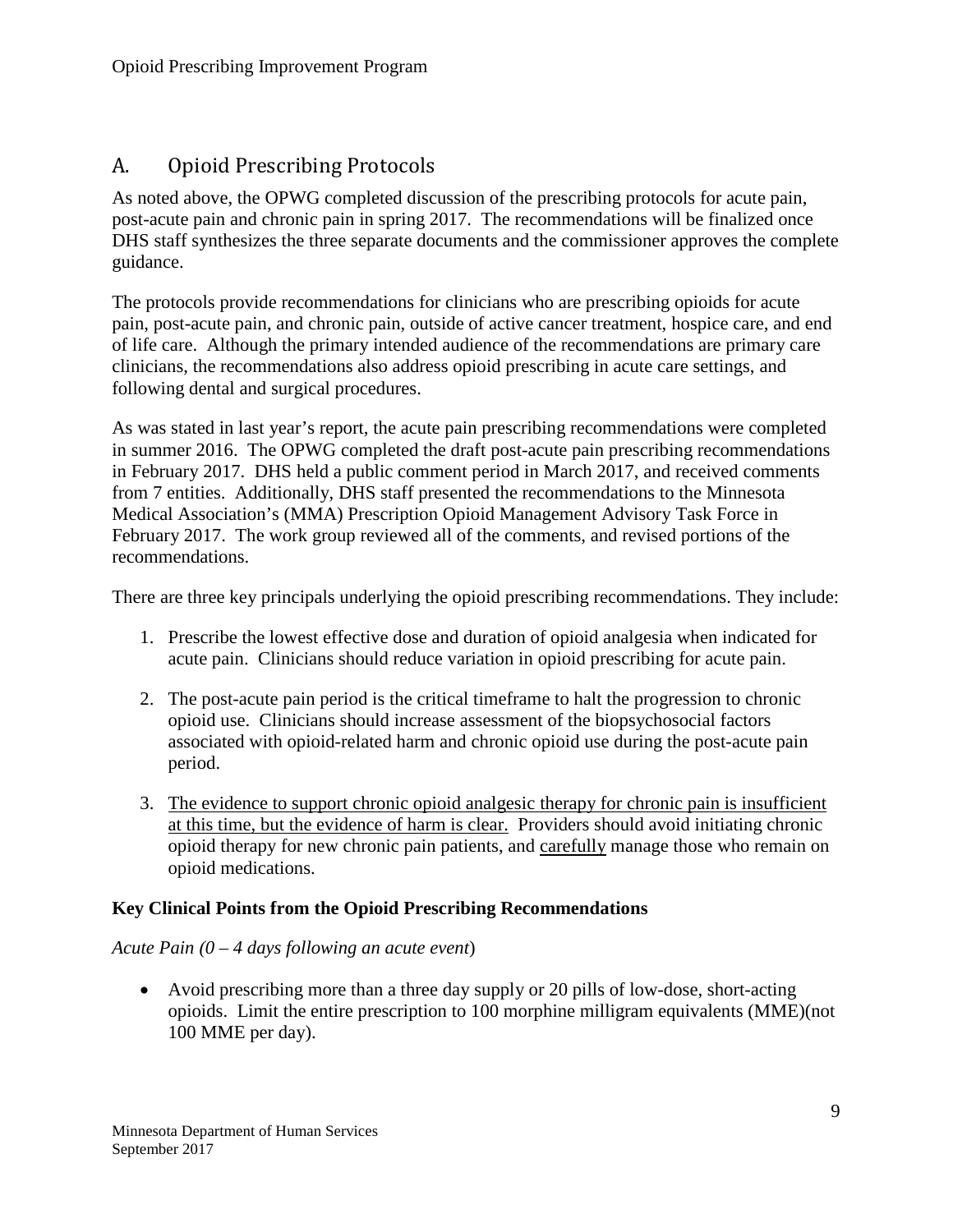## A. Opioid Prescribing Protocols

As noted above, the OPWG completed discussion of the prescribing protocols for acute pain, post-acute pain and chronic pain in spring 2017. The recommendations will be finalized once DHS staff synthesizes the three separate documents and the commissioner approves the complete guidance.

The protocols provide recommendations for clinicians who are prescribing opioids for acute pain, post-acute pain, and chronic pain, outside of active cancer treatment, hospice care, and end of life care. Although the primary intended audience of the recommendations are primary care clinicians, the recommendations also address opioid prescribing in acute care settings, and following dental and surgical procedures.

As was stated in last year's report, the acute pain prescribing recommendations were completed in summer 2016. The OPWG completed the draft post-acute pain prescribing recommendations in February 2017. DHS held a public comment period in March 2017, and received comments from 7 entities. Additionally, DHS staff presented the recommendations to the Minnesota Medical Association's (MMA) Prescription Opioid Management Advisory Task Force in February 2017. The work group reviewed all of the comments, and revised portions of the recommendations.

There are three key principals underlying the opioid prescribing recommendations. They include:

1. Prescribe the lowest effective dose and duration of opioid analgesia when indicated for acute pain. Clinicians should reduce variation in opioid prescribing for acute pain.
2. The post-acute pain period is the critical timeframe to halt the progression to chronic opioid use. Clinicians should increase assessment of the biopsychosocial factors associated with opioid-related harm and chronic opioid use during the post-acute pain period.
3. <u>The evidence to support chronic opioid analgesic therapy for chronic pain is insufficient at this time, but the evidence of harm is clear.</u> Providers should avoid initiating chronic opioid therapy for new chronic pain patients, and <u>carefully</u> manage those who remain on opioid medications.

**Key Clinical Points from the Opioid Prescribing Recommendations**

*Acute Pain (0 – 4 days following an acute event*)

- Avoid prescribing more than a three day supply or 20 pills of low-dose, short-acting opioids. Limit the entire prescription to 100 morphine milligram equivalents (MME)(not 100 MME per day).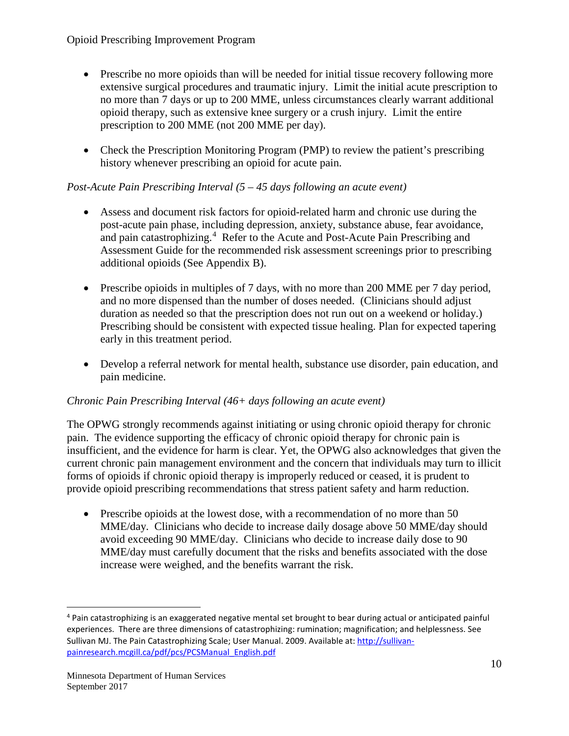- Prescribe no more opioids than will be needed for initial tissue recovery following more extensive surgical procedures and traumatic injury. Limit the initial acute prescription to no more than 7 days or up to 200 MME, unless circumstances clearly warrant additional opioid therapy, such as extensive knee surgery or a crush injury. Limit the entire prescription to 200 MME (not 200 MME per day).

- Check the Prescription Monitoring Program (PMP) to review the patient's prescribing history whenever prescribing an opioid for acute pain.

*Post-Acute Pain Prescribing Interval (5 – 45 days following an acute event)*

- Assess and document risk factors for opioid-related harm and chronic use during the post-acute pain phase, including depression, anxiety, substance abuse, fear avoidance, and pain catastrophizing.[4] Refer to the Acute and Post-Acute Pain Prescribing and Assessment Guide for the recommended risk assessment screenings prior to prescribing additional opioids (See Appendix B).

- Prescribe opioids in multiples of 7 days, with no more than 200 MME per 7 day period, and no more dispensed than the number of doses needed. (Clinicians should adjust duration as needed so that the prescription does not run out on a weekend or holiday.) Prescribing should be consistent with expected tissue healing. Plan for expected tapering early in this treatment period.

- Develop a referral network for mental health, substance use disorder, pain education, and pain medicine.

*Chronic Pain Prescribing Interval (46+ days following an acute event)*

The OPWG strongly recommends against initiating or using chronic opioid therapy for chronic pain. The evidence supporting the efficacy of chronic opioid therapy for chronic pain is insufficient, and the evidence for harm is clear. Yet, the OPWG also acknowledges that given the current chronic pain management environment and the concern that individuals may turn to illicit forms of opioids if chronic opioid therapy is improperly reduced or ceased, it is prudent to provide opioid prescribing recommendations that stress patient safety and harm reduction.

- Prescribe opioids at the lowest dose, with a recommendation of no more than 50 MME/day. Clinicians who decide to increase daily dosage above 50 MME/day should avoid exceeding 90 MME/day. Clinicians who decide to increase daily dose to 90 MME/day must carefully document that the risks and benefits associated with the dose increase were weighed, and the benefits warrant the risk.

---

[4] Pain catastrophizing is an exaggerated negative mental set brought to bear during actual or anticipated painful experiences. There are three dimensions of catastrophizing: rumination; magnification; and helplessness. See Sullivan MJ. The Pain Catastrophizing Scale; User Manual. 2009. Available at: [http://sullivan-painresearch.mcgill.ca/pdf/pcs/PCSManual_English.pdf](http://sullivan-painresearch.mcgill.ca/pdf/pcs/PCSManual_English.pdf)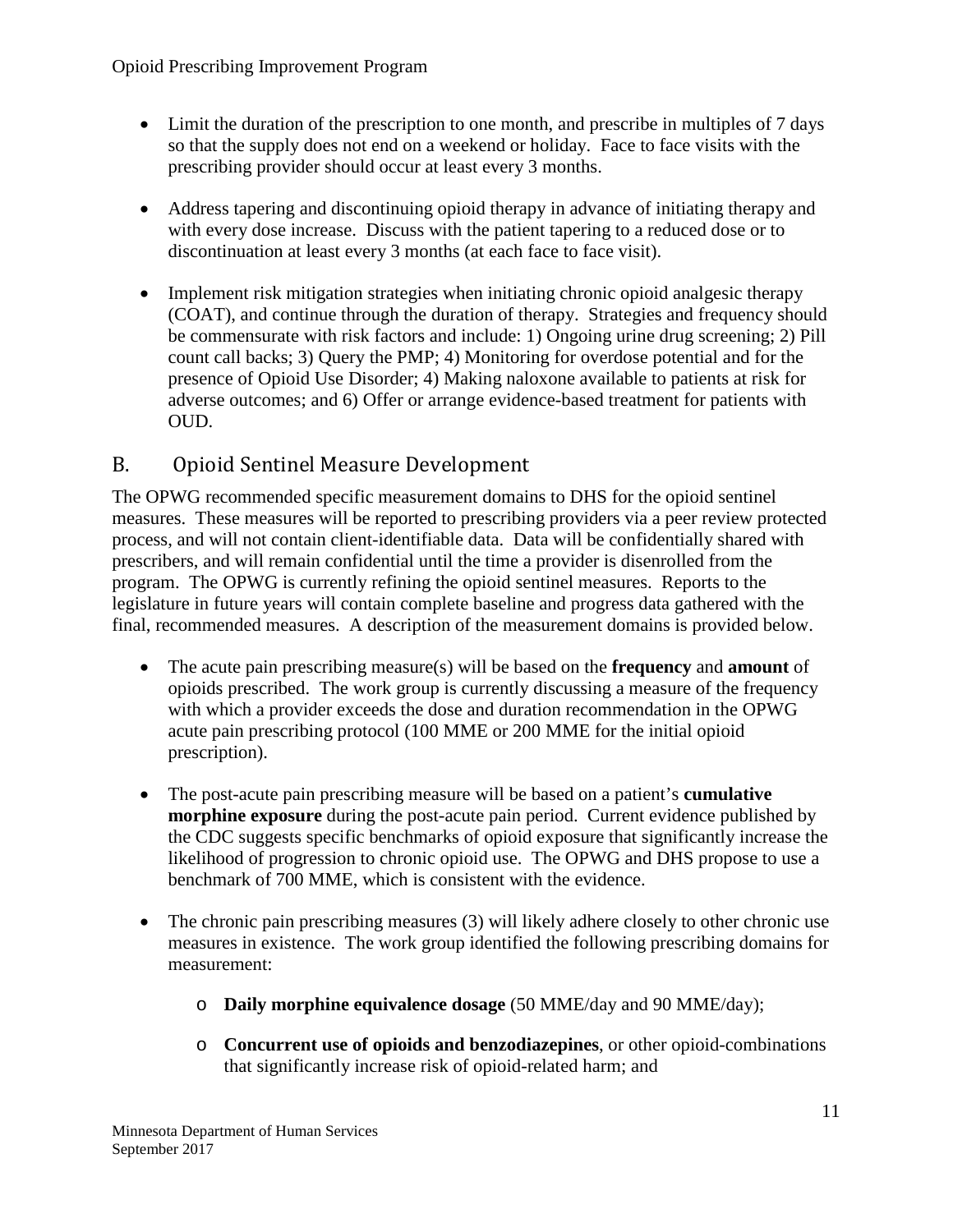- Limit the duration of the prescription to one month, and prescribe in multiples of 7 days so that the supply does not end on a weekend or holiday. Face to face visits with the prescribing provider should occur at least every 3 months.

- Address tapering and discontinuing opioid therapy in advance of initiating therapy and with every dose increase. Discuss with the patient tapering to a reduced dose or to discontinuation at least every 3 months (at each face to face visit).

- Implement risk mitigation strategies when initiating chronic opioid analgesic therapy (COAT), and continue through the duration of therapy. Strategies and frequency should be commensurate with risk factors and include: 1) Ongoing urine drug screening; 2) Pill count call backs; 3) Query the PMP; 4) Monitoring for overdose potential and for the presence of Opioid Use Disorder; 4) Making naloxone available to patients at risk for adverse outcomes; and 6) Offer or arrange evidence-based treatment for patients with OUD.

## B. Opioid Sentinel Measure Development

The OPWG recommended specific measurement domains to DHS for the opioid sentinel measures. These measures will be reported to prescribing providers via a peer review protected process, and will not contain client-identifiable data. Data will be confidentially shared with prescribers, and will remain confidential until the time a provider is disenrolled from the program. The OPWG is currently refining the opioid sentinel measures. Reports to the legislature in future years will contain complete baseline and progress data gathered with the final, recommended measures. A description of the measurement domains is provided below.

- The acute pain prescribing measure(s) will be based on the **frequency** and **amount** of opioids prescribed. The work group is currently discussing a measure of the frequency with which a provider exceeds the dose and duration recommendation in the OPWG acute pain prescribing protocol (100 MME or 200 MME for the initial opioid prescription).

- The post-acute pain prescribing measure will be based on a patient's **cumulative morphine exposure** during the post-acute pain period. Current evidence published by the CDC suggests specific benchmarks of opioid exposure that significantly increase the likelihood of progression to chronic opioid use. The OPWG and DHS propose to use a benchmark of 700 MME, which is consistent with the evidence.

- The chronic pain prescribing measures (3) will likely adhere closely to other chronic use measures in existence. The work group identified the following prescribing domains for measurement:
  - **Daily morphine equivalence dosage** (50 MME/day and 90 MME/day);
  - **Concurrent use of opioids and benzodiazepines**, or other opioid-combinations that significantly increase risk of opioid-related harm; and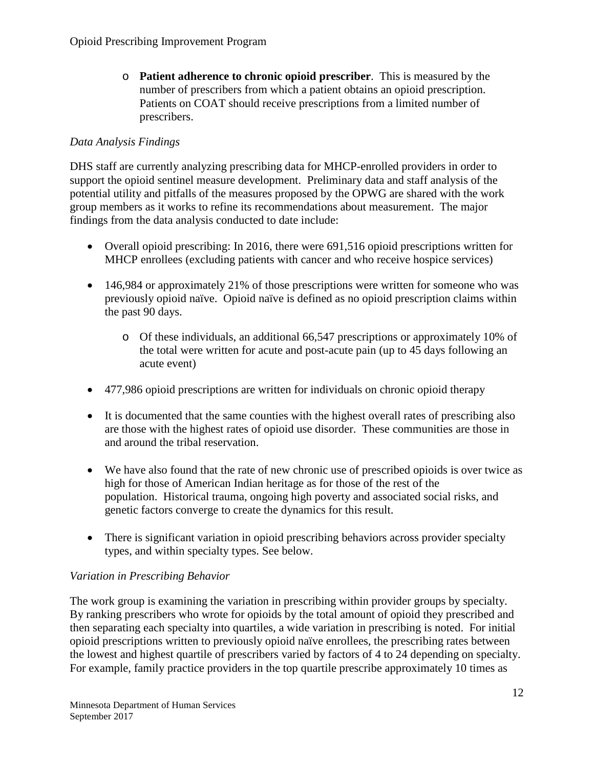- **Patient adherence to chronic opioid prescriber**. This is measured by the number of prescribers from which a patient obtains an opioid prescription. Patients on COAT should receive prescriptions from a limited number of prescribers.

*Data Analysis Findings*

DHS staff are currently analyzing prescribing data for MHCP-enrolled providers in order to support the opioid sentinel measure development. Preliminary data and staff analysis of the potential utility and pitfalls of the measures proposed by the OPWG are shared with the work group members as it works to refine its recommendations about measurement. The major findings from the data analysis conducted to date include:

- Overall opioid prescribing: In 2016, there were 691,516 opioid prescriptions written for MHCP enrollees (excluding patients with cancer and who receive hospice services)
- 146,984 or approximately 21% of those prescriptions were written for someone who was previously opioid naïve. Opioid naïve is defined as no opioid prescription claims within the past 90 days.
  - Of these individuals, an additional 66,547 prescriptions or approximately 10% of the total were written for acute and post-acute pain (up to 45 days following an acute event)
- 477,986 opioid prescriptions are written for individuals on chronic opioid therapy
- It is documented that the same counties with the highest overall rates of prescribing also are those with the highest rates of opioid use disorder. These communities are those in and around the tribal reservation.
- We have also found that the rate of new chronic use of prescribed opioids is over twice as high for those of American Indian heritage as for those of the rest of the population. Historical trauma, ongoing high poverty and associated social risks, and genetic factors converge to create the dynamics for this result.
- There is significant variation in opioid prescribing behaviors across provider specialty types, and within specialty types. See below.

*Variation in Prescribing Behavior*

The work group is examining the variation in prescribing within provider groups by specialty. By ranking prescribers who wrote for opioids by the total amount of opioid they prescribed and then separating each specialty into quartiles, a wide variation in prescribing is noted. For initial opioid prescriptions written to previously opioid naïve enrollees, the prescribing rates between the lowest and highest quartile of prescribers varied by factors of 4 to 24 depending on specialty. For example, family practice providers in the top quartile prescribe approximately 10 times as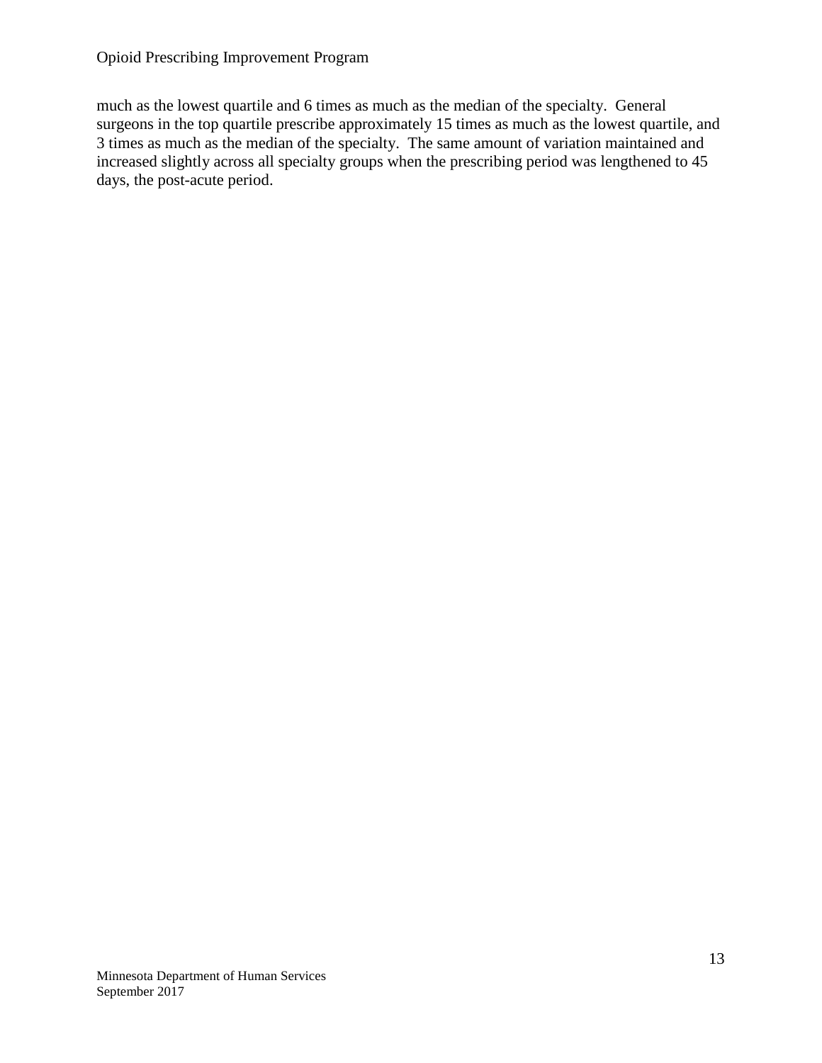much as the lowest quartile and 6 times as much as the median of the specialty. General surgeons in the top quartile prescribe approximately 15 times as much as the lowest quartile, and 3 times as much as the median of the specialty. The same amount of variation maintained and increased slightly across all specialty groups when the prescribing period was lengthened to 45 days, the post-acute period.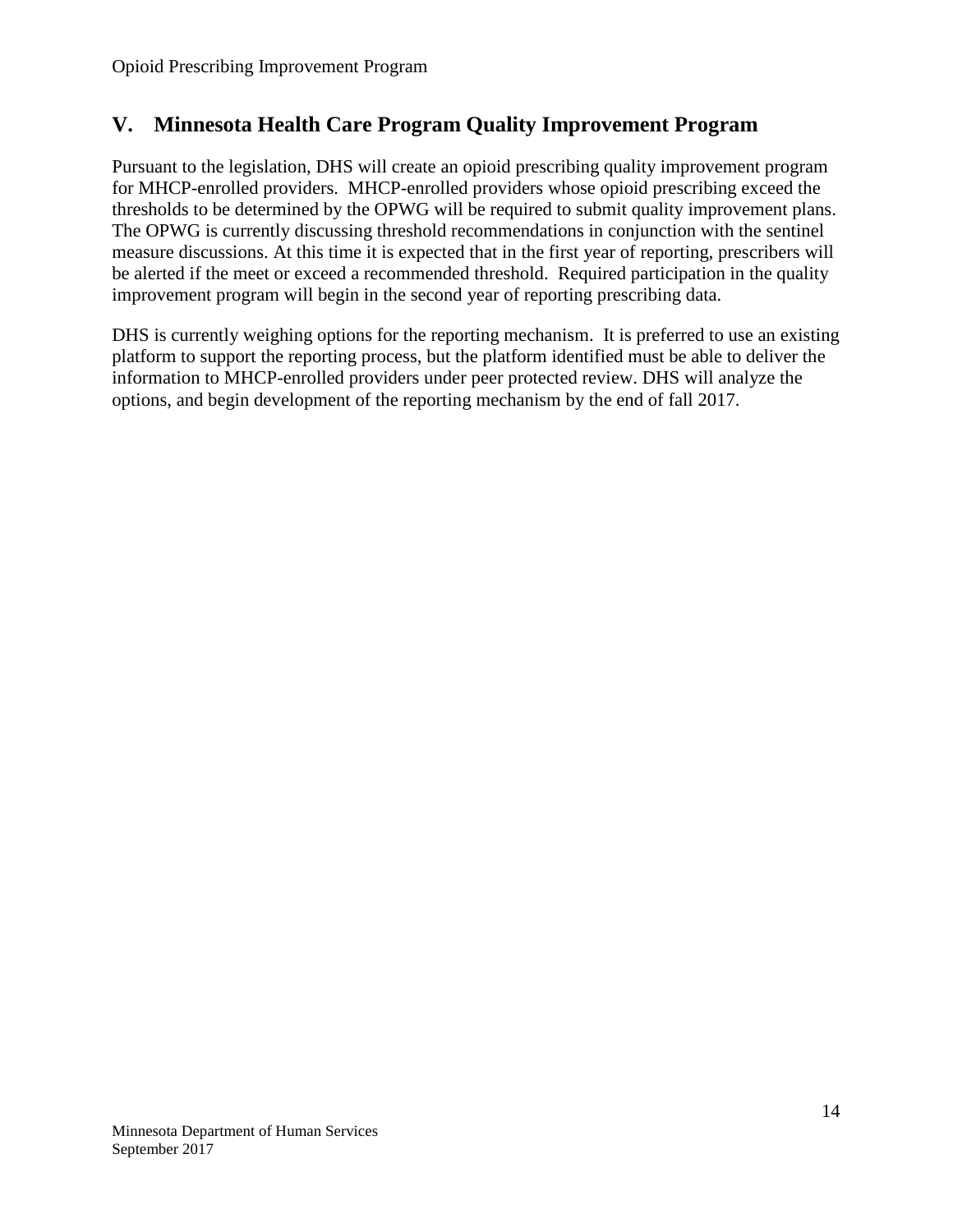## V. Minnesota Health Care Program Quality Improvement Program

Pursuant to the legislation, DHS will create an opioid prescribing quality improvement program for MHCP-enrolled providers. MHCP-enrolled providers whose opioid prescribing exceed the thresholds to be determined by the OPWG will be required to submit quality improvement plans. The OPWG is currently discussing threshold recommendations in conjunction with the sentinel measure discussions. At this time it is expected that in the first year of reporting, prescribers will be alerted if the meet or exceed a recommended threshold. Required participation in the quality improvement program will begin in the second year of reporting prescribing data.

DHS is currently weighing options for the reporting mechanism. It is preferred to use an existing platform to support the reporting process, but the platform identified must be able to deliver the information to MHCP-enrolled providers under peer protected review. DHS will analyze the options, and begin development of the reporting mechanism by the end of fall 2017.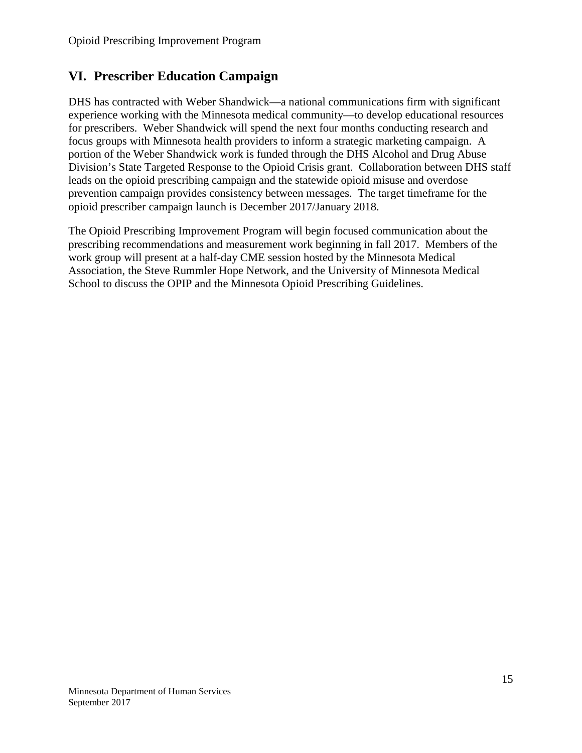## VI. Prescriber Education Campaign

DHS has contracted with Weber Shandwick—a national communications firm with significant experience working with the Minnesota medical community—to develop educational resources for prescribers. Weber Shandwick will spend the next four months conducting research and focus groups with Minnesota health providers to inform a strategic marketing campaign. A portion of the Weber Shandwick work is funded through the DHS Alcohol and Drug Abuse Division's State Targeted Response to the Opioid Crisis grant. Collaboration between DHS staff leads on the opioid prescribing campaign and the statewide opioid misuse and overdose prevention campaign provides consistency between messages. The target timeframe for the opioid prescriber campaign launch is December 2017/January 2018.

The Opioid Prescribing Improvement Program will begin focused communication about the prescribing recommendations and measurement work beginning in fall 2017. Members of the work group will present at a half-day CME session hosted by the Minnesota Medical Association, the Steve Rummler Hope Network, and the University of Minnesota Medical School to discuss the OPIP and the Minnesota Opioid Prescribing Guidelines.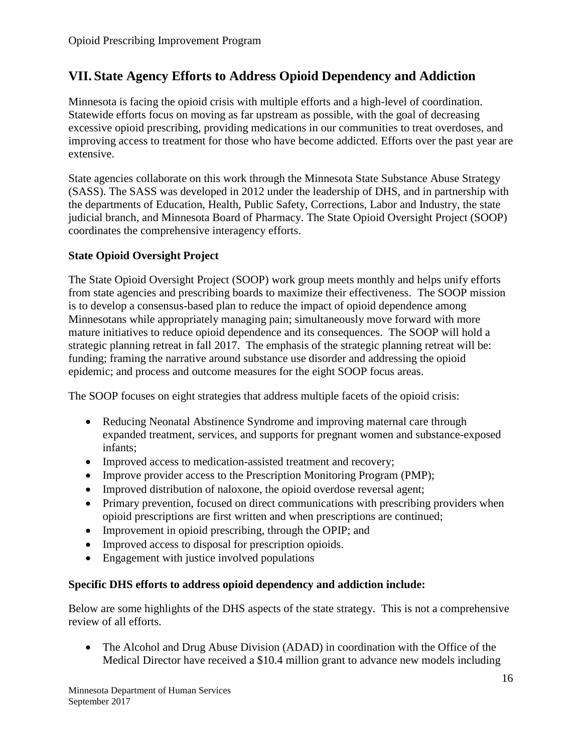## VII. State Agency Efforts to Address Opioid Dependency and Addiction

Minnesota is facing the opioid crisis with multiple efforts and a high-level of coordination. Statewide efforts focus on moving as far upstream as possible, with the goal of decreasing excessive opioid prescribing, providing medications in our communities to treat overdoses, and improving access to treatment for those who have become addicted. Efforts over the past year are extensive.

State agencies collaborate on this work through the Minnesota State Substance Abuse Strategy (SASS). The SASS was developed in 2012 under the leadership of DHS, and in partnership with the departments of Education, Health, Public Safety, Corrections, Labor and Industry, the state judicial branch, and Minnesota Board of Pharmacy. The State Opioid Oversight Project (SOOP) coordinates the comprehensive interagency efforts.

**State Opioid Oversight Project**

The State Opioid Oversight Project (SOOP) work group meets monthly and helps unify efforts from state agencies and prescribing boards to maximize their effectiveness. The SOOP mission is to develop a consensus-based plan to reduce the impact of opioid dependence among Minnesotans while appropriately managing pain; simultaneously move forward with more mature initiatives to reduce opioid dependence and its consequences. The SOOP will hold a strategic planning retreat in fall 2017. The emphasis of the strategic planning retreat will be: funding; framing the narrative around substance use disorder and addressing the opioid epidemic; and process and outcome measures for the eight SOOP focus areas.

The SOOP focuses on eight strategies that address multiple facets of the opioid crisis:

- Reducing Neonatal Abstinence Syndrome and improving maternal care through expanded treatment, services, and supports for pregnant women and substance-exposed infants;
- Improved access to medication-assisted treatment and recovery;
- Improve provider access to the Prescription Monitoring Program (PMP);
- Improved distribution of naloxone, the opioid overdose reversal agent;
- Primary prevention, focused on direct communications with prescribing providers when opioid prescriptions are first written and when prescriptions are continued;
- Improvement in opioid prescribing, through the OPIP; and
- Improved access to disposal for prescription opioids.
- Engagement with justice involved populations

**Specific DHS efforts to address opioid dependency and addiction include:**

Below are some highlights of the DHS aspects of the state strategy. This is not a comprehensive review of all efforts.

- The Alcohol and Drug Abuse Division (ADAD) in coordination with the Office of the Medical Director have received a $10.4 million grant to advance new models including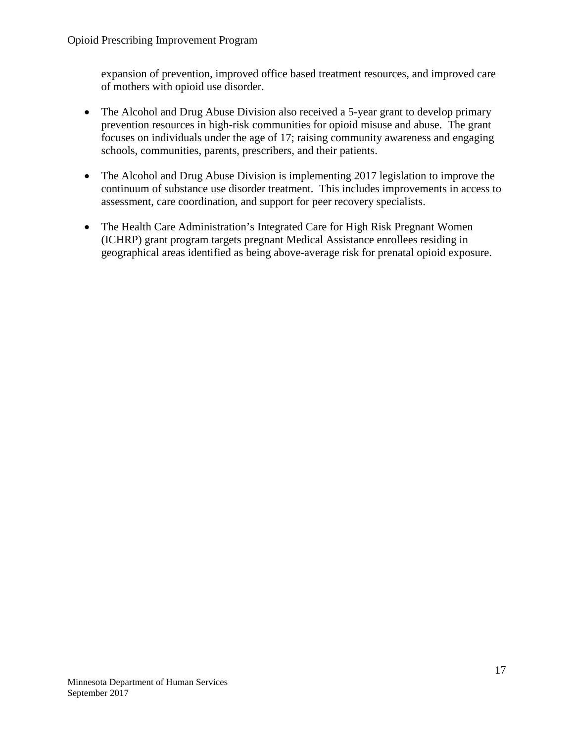expansion of prevention, improved office based treatment resources, and improved care of mothers with opioid use disorder.

- The Alcohol and Drug Abuse Division also received a 5-year grant to develop primary prevention resources in high-risk communities for opioid misuse and abuse. The grant focuses on individuals under the age of 17; raising community awareness and engaging schools, communities, parents, prescribers, and their patients.

- The Alcohol and Drug Abuse Division is implementing 2017 legislation to improve the continuum of substance use disorder treatment. This includes improvements in access to assessment, care coordination, and support for peer recovery specialists.

- The Health Care Administration's Integrated Care for High Risk Pregnant Women (ICHRP) grant program targets pregnant Medical Assistance enrollees residing in geographical areas identified as being above-average risk for prenatal opioid exposure.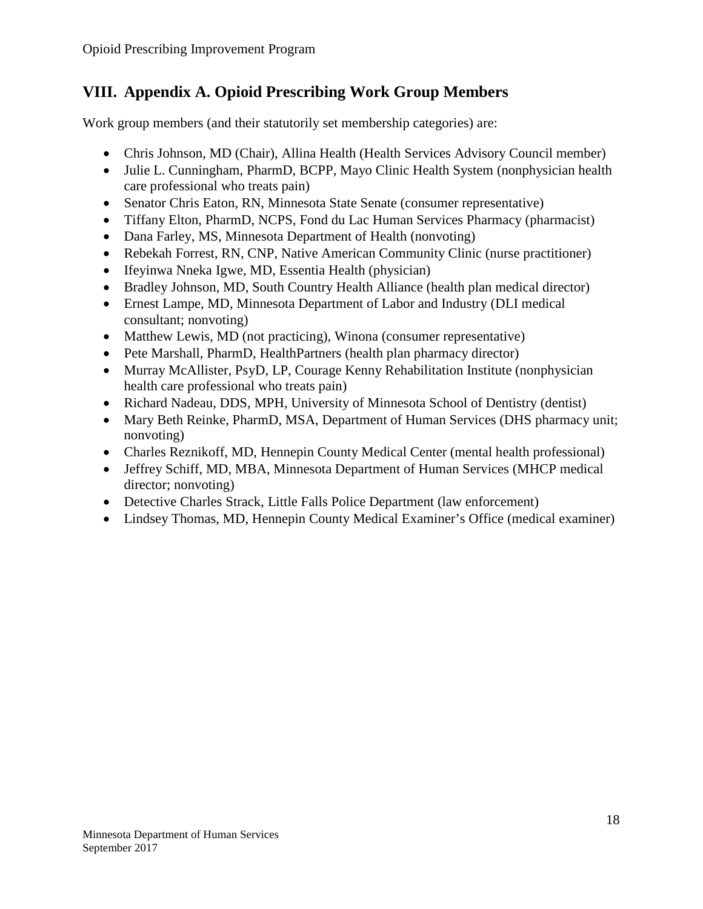## VIII. Appendix A. Opioid Prescribing Work Group Members

Work group members (and their statutorily set membership categories) are:

- Chris Johnson, MD (Chair), Allina Health (Health Services Advisory Council member)
- Julie L. Cunningham, PharmD, BCPP, Mayo Clinic Health System (nonphysician health care professional who treats pain)
- Senator Chris Eaton, RN, Minnesota State Senate (consumer representative)
- Tiffany Elton, PharmD, NCPS, Fond du Lac Human Services Pharmacy (pharmacist)
- Dana Farley, MS, Minnesota Department of Health (nonvoting)
- Rebekah Forrest, RN, CNP, Native American Community Clinic (nurse practitioner)
- Ifeyinwa Nneka Igwe, MD, Essentia Health (physician)
- Bradley Johnson, MD, South Country Health Alliance (health plan medical director)
- Ernest Lampe, MD, Minnesota Department of Labor and Industry (DLI medical consultant; nonvoting)
- Matthew Lewis, MD (not practicing), Winona (consumer representative)
- Pete Marshall, PharmD, HealthPartners (health plan pharmacy director)
- Murray McAllister, PsyD, LP, Courage Kenny Rehabilitation Institute (nonphysician health care professional who treats pain)
- Richard Nadeau, DDS, MPH, University of Minnesota School of Dentistry (dentist)
- Mary Beth Reinke, PharmD, MSA, Department of Human Services (DHS pharmacy unit; nonvoting)
- Charles Reznikoff, MD, Hennepin County Medical Center (mental health professional)
- Jeffrey Schiff, MD, MBA, Minnesota Department of Human Services (MHCP medical director; nonvoting)
- Detective Charles Strack, Little Falls Police Department (law enforcement)
- Lindsey Thomas, MD, Hennepin County Medical Examiner's Office (medical examiner)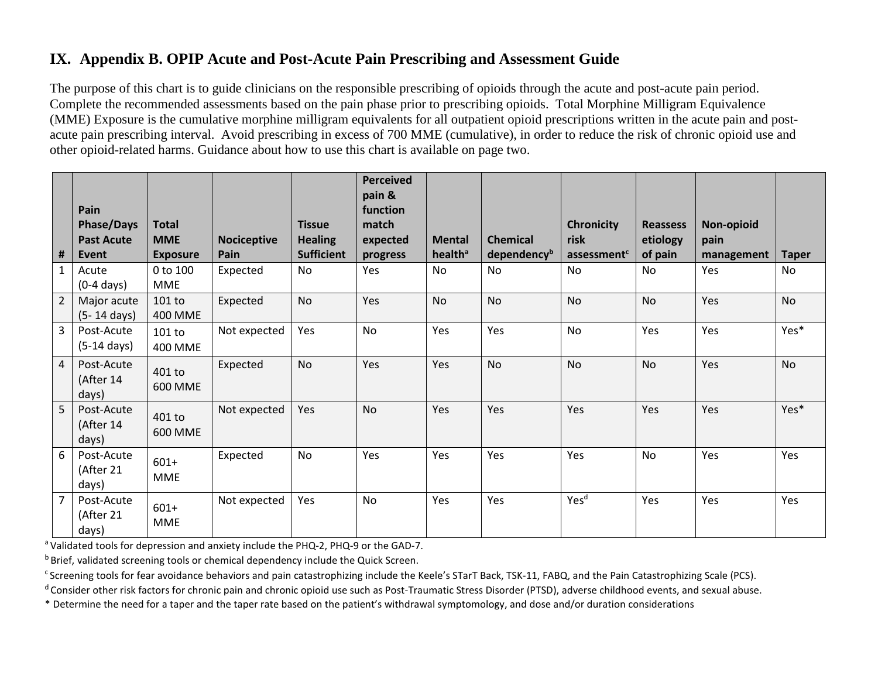## IX. Appendix B. OPIP Acute and Post-Acute Pain Prescribing and Assessment Guide

The purpose of this chart is to guide clinicians on the responsible prescribing of opioids through the acute and post-acute pain period. Complete the recommended assessments based on the pain phase prior to prescribing opioids. Total Morphine Milligram Equivalence (MME) Exposure is the cumulative morphine milligram equivalents for all outpatient opioid prescriptions written in the acute pain and post-acute pain prescribing interval. Avoid prescribing in excess of 700 MME (cumulative), in order to reduce the risk of chronic opioid use and other opioid-related harms. Guidance about how to use this chart is available on page two.

| # | Pain Phase/Days Past Acute Event | Total MME Exposure | Nociceptive Pain | Tissue Healing Sufficient | Perceived pain & function match expected progress | Mental health[a] | Chemical dependency[b] | Chronicity risk assessment[c] | Reassess etiology of pain | Non-opioid pain management | Taper |
|---|---|---|---|---|---|---|---|---|---|---|---|
| 1 | Acute (0-4 days) | 0 to 100 MME | Expected | No | Yes | No | No | No | No | Yes | No |
| 2 | Major acute (5- 14 days) | 101 to 400 MME | Expected | No | Yes | No | No | No | No | Yes | No |
| 3 | Post-Acute (5-14 days) | 101 to 400 MME | Not expected | Yes | No | Yes | Yes | No | Yes | Yes | Yes* |
| 4 | Post-Acute (After 14 days) | 401 to 600 MME | Expected | No | Yes | Yes | No | No | No | Yes | No |
| 5 | Post-Acute (After 14 days) | 401 to 600 MME | Not expected | Yes | No | Yes | Yes | Yes | Yes | Yes | Yes* |
| 6 | Post-Acute (After 21 days) | 601+ MME | Expected | No | Yes | Yes | Yes | Yes | No | Yes | Yes |
| 7 | Post-Acute (After 21 days) | 601+ MME | Not expected | Yes | No | Yes | Yes | Yes[d] | Yes | Yes | Yes |

[a] Validated tools for depression and anxiety include the PHQ-2, PHQ-9 or the GAD-7.

[b] Brief, validated screening tools or chemical dependency include the Quick Screen.

[c] Screening tools for fear avoidance behaviors and pain catastrophizing include the Keele's STarT Back, TSK-11, FABQ, and the Pain Catastrophizing Scale (PCS).

[d] Consider other risk factors for chronic pain and chronic opioid use such as Post-Traumatic Stress Disorder (PTSD), adverse childhood events, and sexual abuse.

* Determine the need for a taper and the taper rate based on the patient's withdrawal symptomology, and dose and/or duration considerations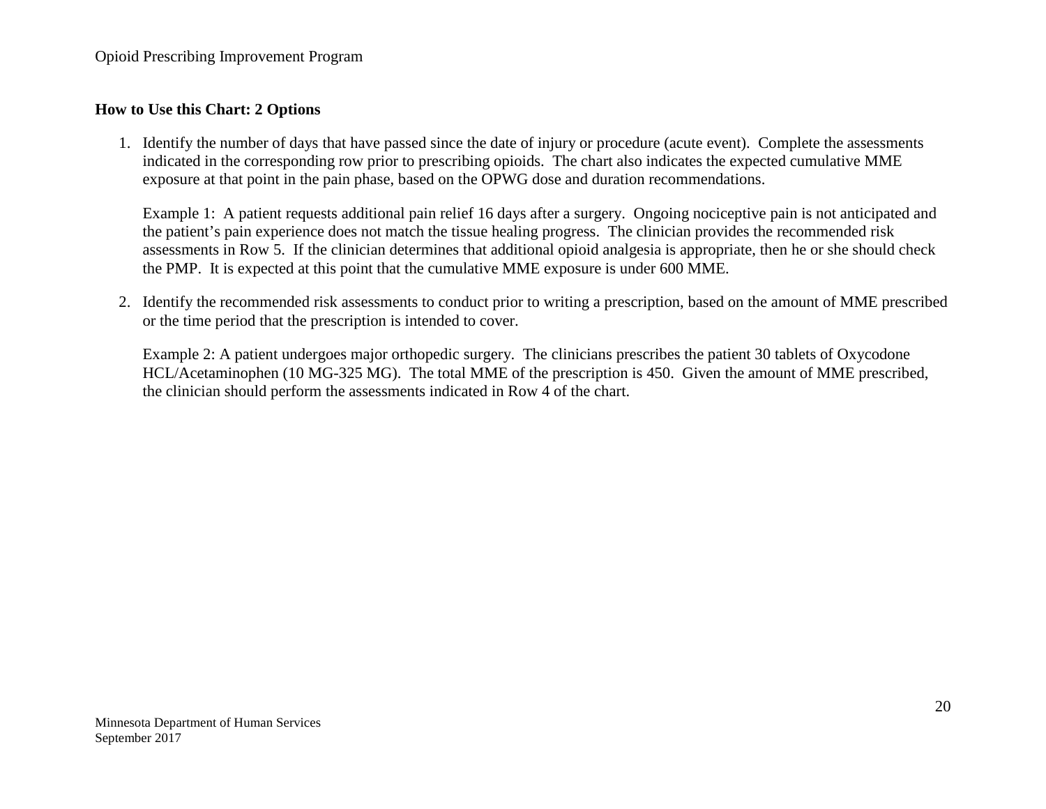**How to Use this Chart: 2 Options**

1. Identify the number of days that have passed since the date of injury or procedure (acute event). Complete the assessments indicated in the corresponding row prior to prescribing opioids. The chart also indicates the expected cumulative MME exposure at that point in the pain phase, based on the OPWG dose and duration recommendations.

   Example 1: A patient requests additional pain relief 16 days after a surgery. Ongoing nociceptive pain is not anticipated and the patient's pain experience does not match the tissue healing progress. The clinician provides the recommended risk assessments in Row 5. If the clinician determines that additional opioid analgesia is appropriate, then he or she should check the PMP. It is expected at this point that the cumulative MME exposure is under 600 MME.

2. Identify the recommended risk assessments to conduct prior to writing a prescription, based on the amount of MME prescribed or the time period that the prescription is intended to cover.

   Example 2: A patient undergoes major orthopedic surgery. The clinicians prescribes the patient 30 tablets of Oxycodone HCL/Acetaminophen (10 MG-325 MG). The total MME of the prescription is 450. Given the amount of MME prescribed, the clinician should perform the assessments indicated in Row 4 of the chart.